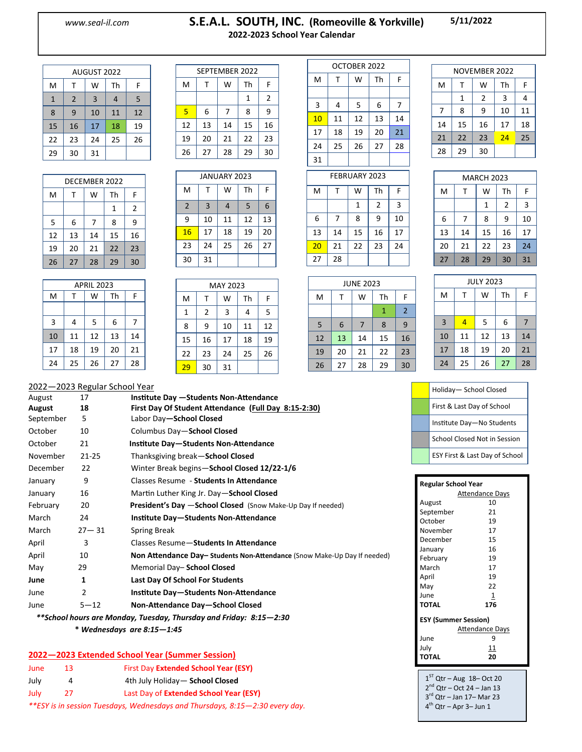www.seal-il.com

# S.E.A.L. SOUTH, INC. (Romeoville & Yorkville)

**2022-2023 School Year Calendar**

5/11/2022

| AUGUST 2022 | | | | |
|---|---|---|---|---|
| M | T | W | Th | F |
| 1 | 2 | 3 | 4 | 5 |
| 8 | 9 | 10 | 11 | 12 |
| 15 | 16 | 17 | 18 | 19 |
| 22 | 23 | 24 | 25 | 26 |
| 29 | 30 | 31 | | |

| SEPTEMBER 2022 | | | | |
|---|---|---|---|---|
| M | T | W | Th | F |
| | | | 1 | 2 |
| 5 | 6 | 7 | 8 | 9 |
| 12 | 13 | 14 | 15 | 16 |
| 19 | 20 | 21 | 22 | 23 |
| 26 | 27 | 28 | 29 | 30 |

| OCTOBER 2022 | | | | |
|---|---|---|---|---|
| M | T | W | Th | F |
| | | | | |
| 3 | 4 | 5 | 6 | 7 |
| 10 | 11 | 12 | 13 | 14 |
| 17 | 18 | 19 | 20 | 21 |
| 24 | 25 | 26 | 27 | 28 |
| 31 | | | | |

| NOVEMBER 2022 | | | | |
|---|---|---|---|---|
| M | T | W | Th | F |
| | 1 | 2 | 3 | 4 |
| 7 | 8 | 9 | 10 | 11 |
| 14 | 15 | 16 | 17 | 18 |
| 21 | 22 | 23 | 24 | 25 |
| 28 | 29 | 30 | | |

| DECEMBER 2022 | | | | |
|---|---|---|---|---|
| M | T | W | Th | F |
| | | | 1 | 2 |
| 5 | 6 | 7 | 8 | 9 |
| 12 | 13 | 14 | 15 | 16 |
| 19 | 20 | 21 | 22 | 23 |
| 26 | 27 | 28 | 29 | 30 |

| JANUARY 2023 | | | | |
|---|---|---|---|---|
| M | T | W | Th | F |
| 2 | 3 | 4 | 5 | 6 |
| 9 | 10 | 11 | 12 | 13 |
| 16 | 17 | 18 | 19 | 20 |
| 23 | 24 | 25 | 26 | 27 |
| 30 | 31 | | | |

| FEBRUARY 2023 | | | | |
|---|---|---|---|---|
| M | T | W | Th | F |
| | | 1 | 2 | 3 |
| 6 | 7 | 8 | 9 | 10 |
| 13 | 14 | 15 | 16 | 17 |
| 20 | 21 | 22 | 23 | 24 |
| 27 | 28 | | | |

| MARCH 2023 | | | | |
|---|---|---|---|---|
| M | T | W | Th | F |
| | | 1 | 2 | 3 |
| 6 | 7 | 8 | 9 | 10 |
| 13 | 14 | 15 | 16 | 17 |
| 20 | 21 | 22 | 23 | 24 |
| 27 | 28 | 29 | 30 | 31 |

| APRIL 2023 | | | | |
|---|---|---|---|---|
| M | T | W | Th | F |
| | | | | |
| 3 | 4 | 5 | 6 | 7 |
| 10 | 11 | 12 | 13 | 14 |
| 17 | 18 | 19 | 20 | 21 |
| 24 | 25 | 26 | 27 | 28 |

| MAY 2023 | | | | |
|---|---|---|---|---|
| M | T | W | Th | F |
| 1 | 2 | 3 | 4 | 5 |
| 8 | 9 | 10 | 11 | 12 |
| 15 | 16 | 17 | 18 | 19 |
| 22 | 23 | 24 | 25 | 26 |
| 29 | 30 | 31 | | |

| JUNE 2023 | | | | |
|---|---|---|---|---|
| M | T | W | Th | F |
| | | | 1 | 2 |
| 5 | 6 | 7 | 8 | 9 |
| 12 | 13 | 14 | 15 | 16 |
| 19 | 20 | 21 | 22 | 23 |
| 26 | 27 | 28 | 29 | 30 |

| JULY 2023 | | | | |
|---|---|---|---|---|
| M | T | W | Th | F |
| | | | | |
| 3 | 4 | 5 | 6 | 7 |
| 10 | 11 | 12 | 13 | 14 |
| 17 | 18 | 19 | 20 | 21 |
| 24 | 25 | 26 | 27 | 28 |

| Legend |
|---|
| Holiday— School Closed |
| First & Last Day of School |
| Institute Day—No Students |
| School Closed Not in Session |
| ESY First & Last Day of School |

## 2022—2023 Regular School Year

| Month | Date | Event |
|---|---|---|
| August | 17 | **Institute Day —Students Non-Attendance** |
| **August** | **18** | **First Day Of Student Attendance (Full Day 8:15-2:30)** |
| September | 5 | Labor Day—**School Closed** |
| October | 10 | Columbus Day—**School Closed** |
| October | 21 | **Institute Day—Students Non-Attendance** |
| November | 21-25 | Thanksgiving break—**School Closed** |
| December | 22 | Winter Break begins—**School Closed 12/22-1/6** |
| January | 9 | Classes Resume - **Students In Attendance** |
| January | 16 | Martin Luther King Jr. Day—**School Closed** |
| February | 20 | **President's Day —School Closed** (Snow Make-Up Day If needed) |
| March | 24 | **Institute Day—Students Non-Attendance** |
| March | 27— 31 | Spring Break |
| April | 3 | Classes Resume—**Students In Attendance** |
| April | 10 | **Non Attendance Day– Students Non-Attendance** (Snow Make-Up Day If needed) |
| May | 29 | Memorial Day– **School Closed** |
| **June** | **1** | **Last Day Of School For Students** |
| June | 2 | **Institute Day—Students Non-Attendance** |
| June | 5—12 | **Non-Attendance Day—School Closed** |

***School hours are Monday, Tuesday, Thursday and Friday: 8:15—2:30***

***\* Wednesdays are 8:15—1:45***

## 2022—2023 Extended School Year (Summer Session)

| Month | Date | Event |
|---|---|---|
| June | 13 | First Day **Extended School Year (ESY)** |
| July | 4 | 4th July Holiday— **School Closed** |
| July | 27 | Last Day of **Extended School Year (ESY)** |

*\*\*ESY is in session Tuesdays, Wednesdays and Thursdays, 8:15—2:30 every day.*

**Regular School Year**

| | Attendance Days |
|---|---|
| August | 10 |
| September | 21 |
| October | 19 |
| November | 17 |
| December | 15 |
| January | 16 |
| February | 19 |
| March | 17 |
| April | 19 |
| May | 22 |
| June | 1 |
| **TOTAL** | **176** |

**ESY (Summer Session)**

| | Attendance Days |
|---|---|
| June | 9 |
| July | 11 |
| **TOTAL** | **20** |

1st Qtr – Aug 18– Oct 20
2nd Qtr – Oct 24 – Jan 13
3rd Qtr – Jan 17– Mar 23
4th Qtr – Apr 3– Jun 1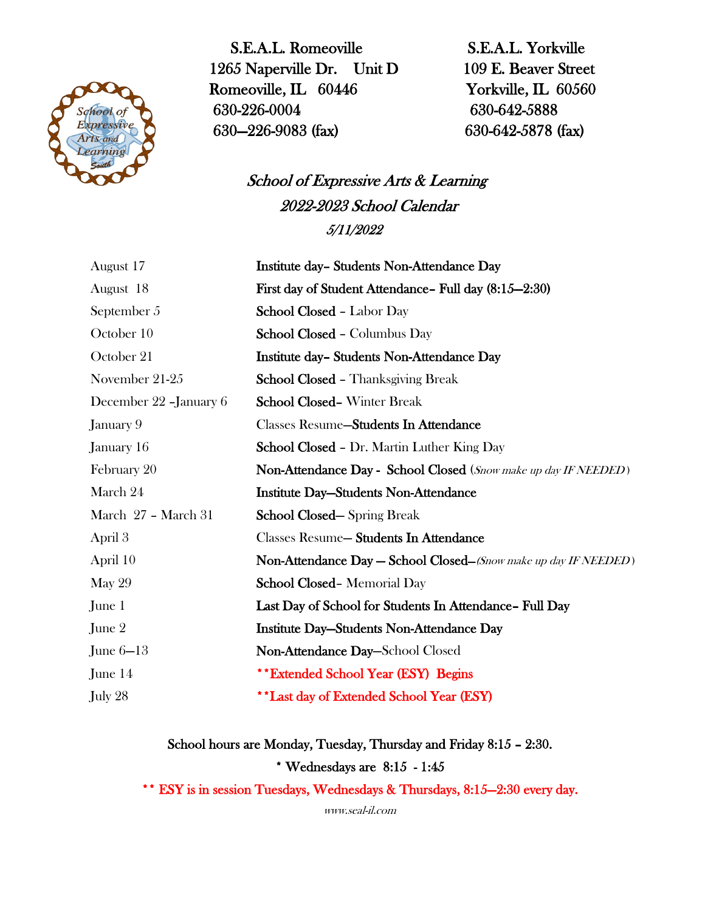S.E.A.L. Romeoville
1265 Naperville Dr. Unit D
Romeoville, IL 60446
630-226-0004
630—226-9083 (fax)

S.E.A.L. Yorkville
109 E. Beaver Street
Yorkville, IL 60560
630-642-5888
630-642-5878 (fax)

## *School of Expressive Arts & Learning*
## *2022-2023 School Calendar*
*5/11/2022*

| | |
|---|---|
| August 17 | **Institute day– Students Non-Attendance Day** |
| August 18 | **First day of Student Attendance– Full day (8:15—2:30)** |
| September 5 | **School Closed** – Labor Day |
| October 10 | **School Closed** – Columbus Day |
| October 21 | **Institute day– Students Non-Attendance Day** |
| November 21-25 | **School Closed** – Thanksgiving Break |
| December 22 –January 6 | **School Closed**– Winter Break |
| January 9 | Classes Resume—**Students In Attendance** |
| January 16 | **School Closed** – Dr. Martin Luther King Day |
| February 20 | **Non-Attendance Day - School Closed** (*Snow make up day IF NEEDED*) |
| March 24 | **Institute Day—Students Non-Attendance** |
| March 27 – March 31 | **School Closed**— Spring Break |
| April 3 | Classes Resume— **Students In Attendance** |
| April 10 | **Non-Attendance Day — School Closed**—*(Snow make up day IF NEEDED)* |
| May 29 | **School Closed**– Memorial Day |
| June 1 | **Last Day of School for Students In Attendance– Full Day** |
| June 2 | **Institute Day—Students Non-Attendance Day** |
| June 6—13 | **Non-Attendance Day**—School Closed |
| June 14 | **\*\*Extended School Year (ESY) Begins** |
| July 28 | **\*\*Last day of Extended School Year (ESY)** |

**School hours are Monday, Tuesday, Thursday and Friday 8:15 – 2:30.**

**\* Wednesdays are 8:15 - 1:45**

**\*\* ESY is in session Tuesdays, Wednesdays & Thursdays, 8:15—2:30 every day.**

*www.seal-il.com*